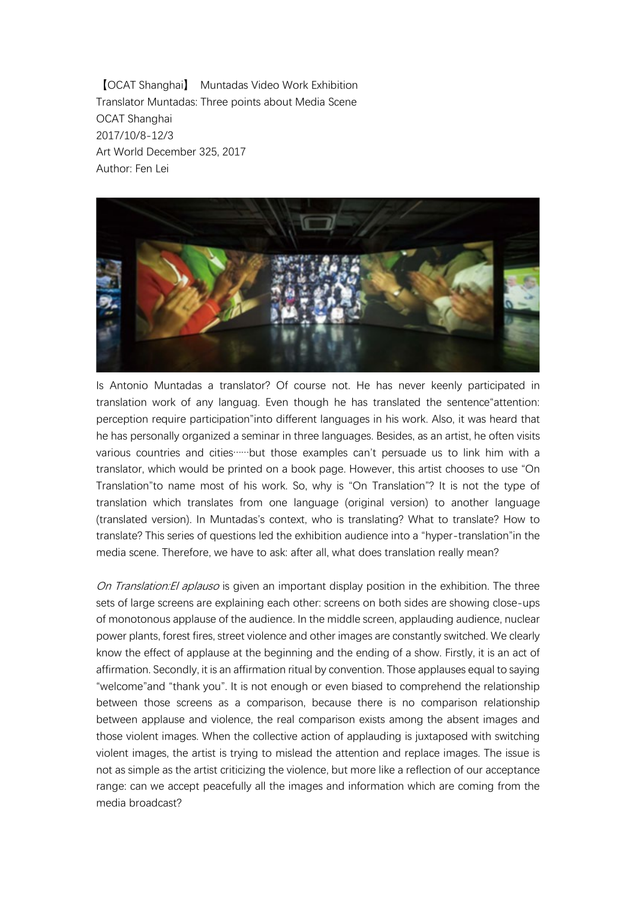【OCAT Shanghai】 Muntadas Video Work Exhibition
Translator Muntadas: Three points about Media Scene
OCAT Shanghai
2017/10/8-12/3
Art World December 325, 2017
Author: Fen Lei

Is Antonio Muntadas a translator? Of course not. He has never keenly participated in translation work of any languag. Even though he has translated the sentence"attention: perception require participation"into different languages in his work. Also, it was heard that he has personally organized a seminar in three languages. Besides, as an artist, he often visits various countries and cities……but those examples can't persuade us to link him with a translator, which would be printed on a book page. However, this artist chooses to use "On Translation"to name most of his work. So, why is "On Translation"? It is not the type of translation which translates from one language (original version) to another language (translated version). In Muntadas's context, who is translating? What to translate? How to translate? This series of questions led the exhibition audience into a "hyper-translation"in the media scene. Therefore, we have to ask: after all, what does translation really mean?

*On Translation:El aplauso* is given an important display position in the exhibition. The three sets of large screens are explaining each other: screens on both sides are showing close-ups of monotonous applause of the audience. In the middle screen, applauding audience, nuclear power plants, forest fires, street violence and other images are constantly switched. We clearly know the effect of applause at the beginning and the ending of a show. Firstly, it is an act of affirmation. Secondly, it is an affirmation ritual by convention. Those applauses equal to saying "welcome"and "thank you". It is not enough or even biased to comprehend the relationship between those screens as a comparison, because there is no comparison relationship between applause and violence, the real comparison exists among the absent images and those violent images. When the collective action of applauding is juxtaposed with switching violent images, the artist is trying to mislead the attention and replace images. The issue is not as simple as the artist criticizing the violence, but more like a reflection of our acceptance range: can we accept peacefully all the images and information which are coming from the media broadcast?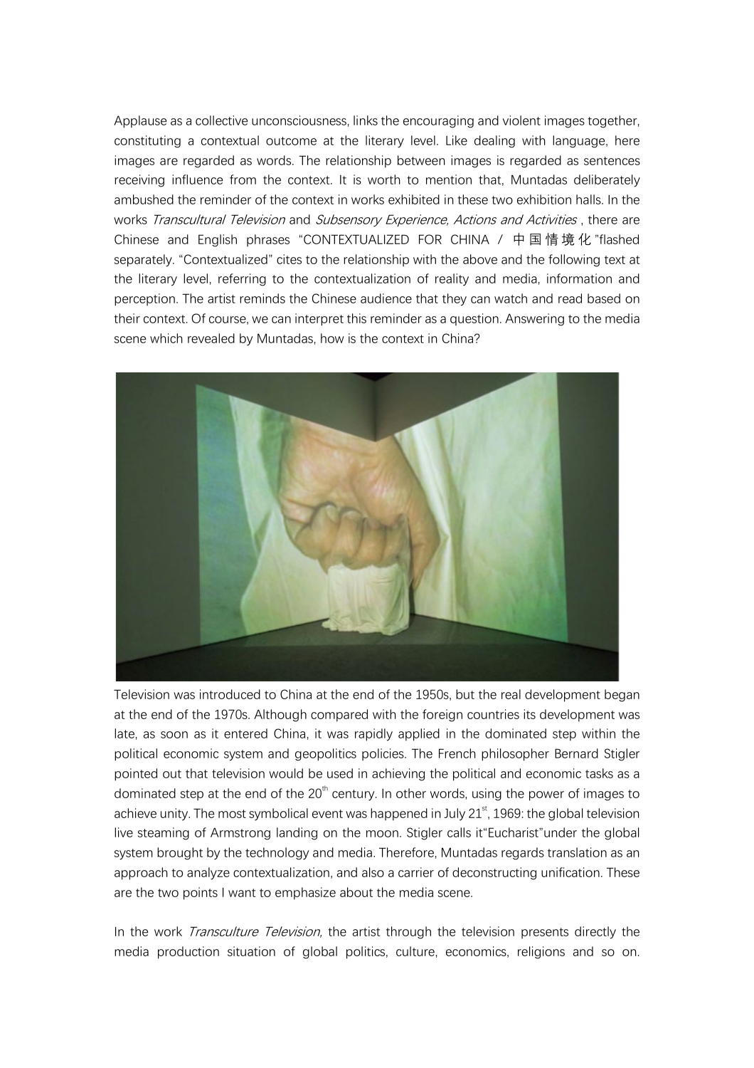Applause as a collective unconsciousness, links the encouraging and violent images together, constituting a contextual outcome at the literary level. Like dealing with language, here images are regarded as words. The relationship between images is regarded as sentences receiving influence from the context. It is worth to mention that, Muntadas deliberately ambushed the reminder of the context in works exhibited in these two exhibition halls. In the works *Transcultural Television* and *Subsensory Experience, Actions and Activities* , there are Chinese and English phrases "CONTEXTUALIZED FOR CHINA / 中国情境化"flashed separately. "Contextualized" cites to the relationship with the above and the following text at the literary level, referring to the contextualization of reality and media, information and perception. The artist reminds the Chinese audience that they can watch and read based on their context. Of course, we can interpret this reminder as a question. Answering to the media scene which revealed by Muntadas, how is the context in China?

Television was introduced to China at the end of the 1950s, but the real development began at the end of the 1970s. Although compared with the foreign countries its development was late, as soon as it entered China, it was rapidly applied in the dominated step within the political economic system and geopolitics policies. The French philosopher Bernard Stigler pointed out that television would be used in achieving the political and economic tasks as a dominated step at the end of the 20th century. In other words, using the power of images to achieve unity. The most symbolical event was happened in July 21st, 1969: the global television live steaming of Armstrong landing on the moon. Stigler calls it"Eucharist"under the global system brought by the technology and media. Therefore, Muntadas regards translation as an approach to analyze contextualization, and also a carrier of deconstructing unification. These are the two points I want to emphasize about the media scene.

In the work *Transculture Television,* the artist through the television presents directly the media production situation of global politics, culture, economics, religions and so on.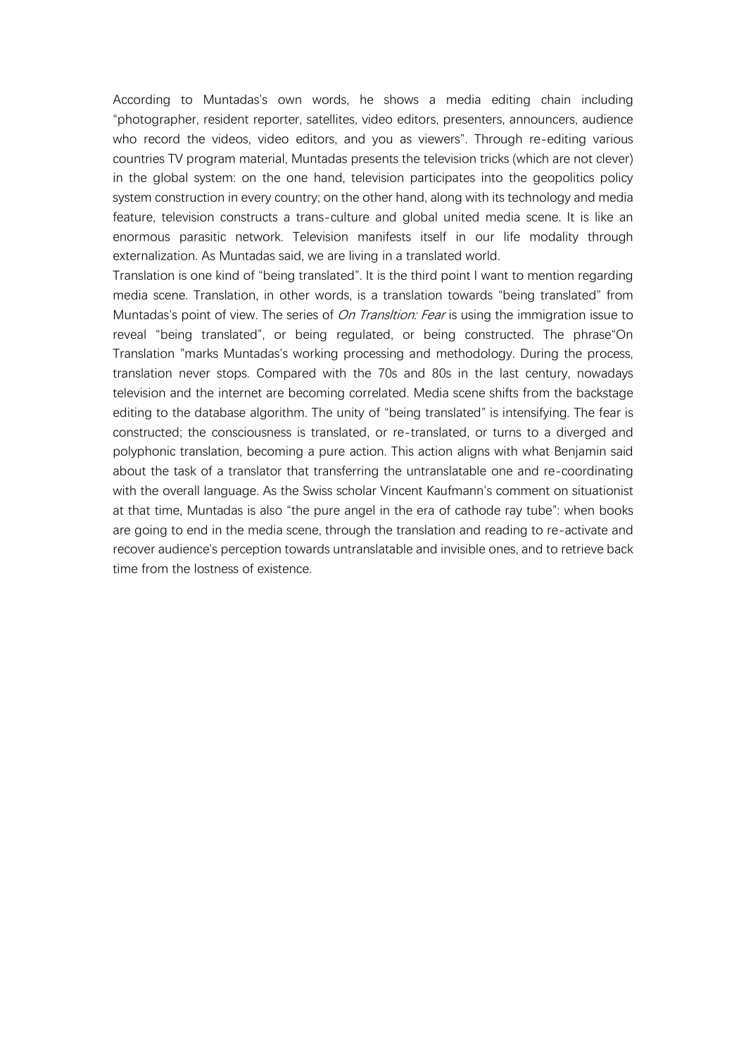According to Muntadas's own words, he shows a media editing chain including "photographer, resident reporter, satellites, video editors, presenters, announcers, audience who record the videos, video editors, and you as viewers". Through re-editing various countries TV program material, Muntadas presents the television tricks (which are not clever) in the global system: on the one hand, television participates into the geopolitics policy system construction in every country; on the other hand, along with its technology and media feature, television constructs a trans-culture and global united media scene. It is like an enormous parasitic network. Television manifests itself in our life modality through externalization. As Muntadas said, we are living in a translated world.

Translation is one kind of "being translated". It is the third point I want to mention regarding media scene. Translation, in other words, is a translation towards "being translated" from Muntadas's point of view. The series of *On Translition: Fear* is using the immigration issue to reveal "being translated", or being regulated, or being constructed. The phrase"On Translation "marks Muntadas's working processing and methodology. During the process, translation never stops. Compared with the 70s and 80s in the last century, nowadays television and the internet are becoming correlated. Media scene shifts from the backstage editing to the database algorithm. The unity of "being translated" is intensifying. The fear is constructed; the consciousness is translated, or re-translated, or turns to a diverged and polyphonic translation, becoming a pure action. This action aligns with what Benjamin said about the task of a translator that transferring the untranslatable one and re-coordinating with the overall language. As the Swiss scholar Vincent Kaufmann's comment on situationist at that time, Muntadas is also "the pure angel in the era of cathode ray tube": when books are going to end in the media scene, through the translation and reading to re-activate and recover audience's perception towards untranslatable and invisible ones, and to retrieve back time from the lostness of existence.